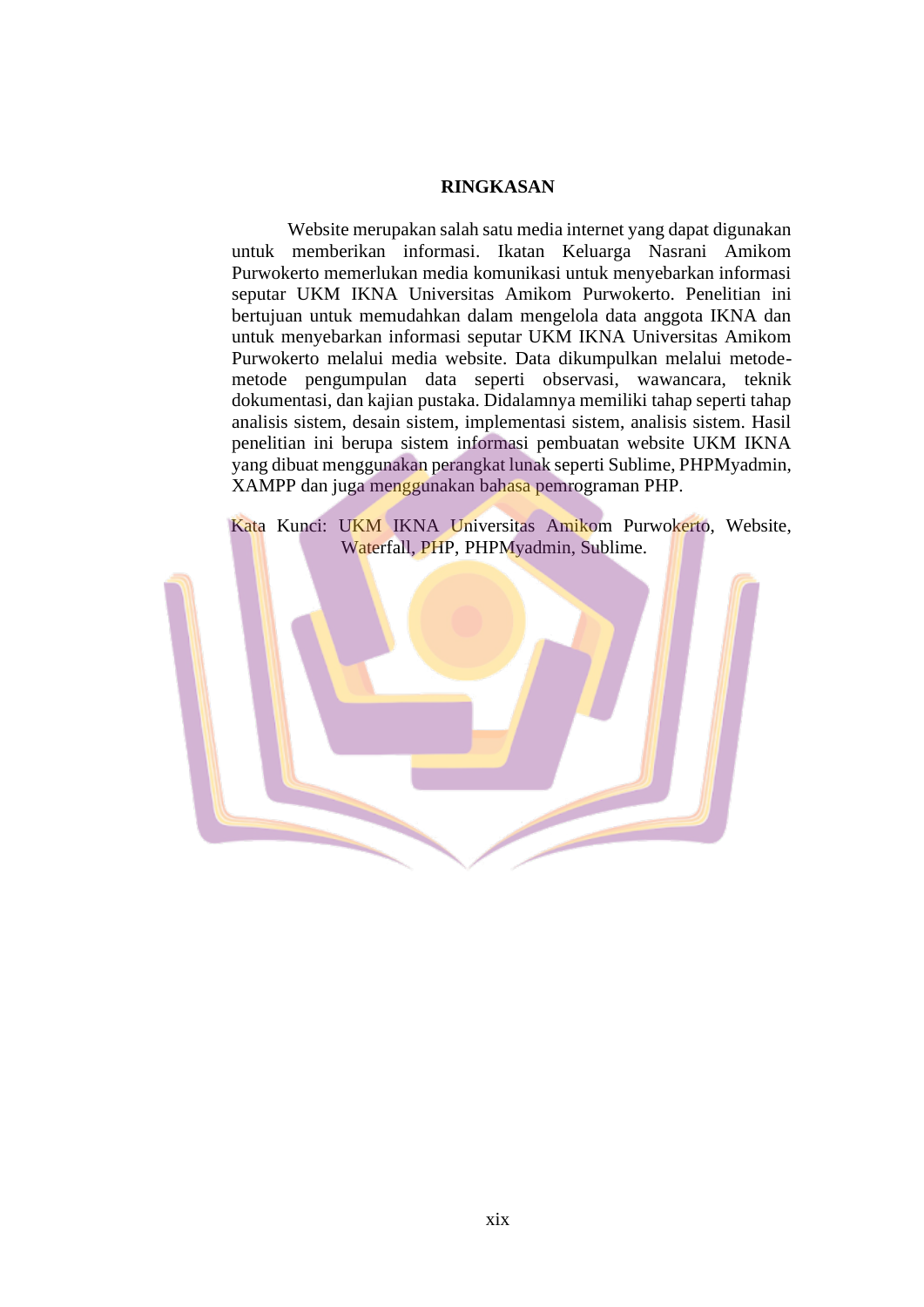# RINGKASAN

Website merupakan salah satu media internet yang dapat digunakan untuk memberikan informasi. Ikatan Keluarga Nasrani Amikom Purwokerto memerlukan media komunikasi untuk menyebarkan informasi seputar UKM IKNA Universitas Amikom Purwokerto. Penelitian ini bertujuan untuk memudahkan dalam mengelola data anggota IKNA dan untuk menyebarkan informasi seputar UKM IKNA Universitas Amikom Purwokerto melalui media website. Data dikumpulkan melalui metode-metode pengumpulan data seperti observasi, wawancara, teknik dokumentasi, dan kajian pustaka. Didalamnya memiliki tahap seperti tahap analisis sistem, desain sistem, implementasi sistem, analisis sistem. Hasil penelitian ini berupa sistem informasi pembuatan website UKM IKNA yang dibuat menggunakan perangkat lunak seperti Sublime, PHPMyadmin, XAMPP dan juga menggunakan bahasa pemrograman PHP.

Kata Kunci: UKM IKNA Universitas Amikom Purwokerto, Website, Waterfall, PHP, PHPMyadmin, Sublime.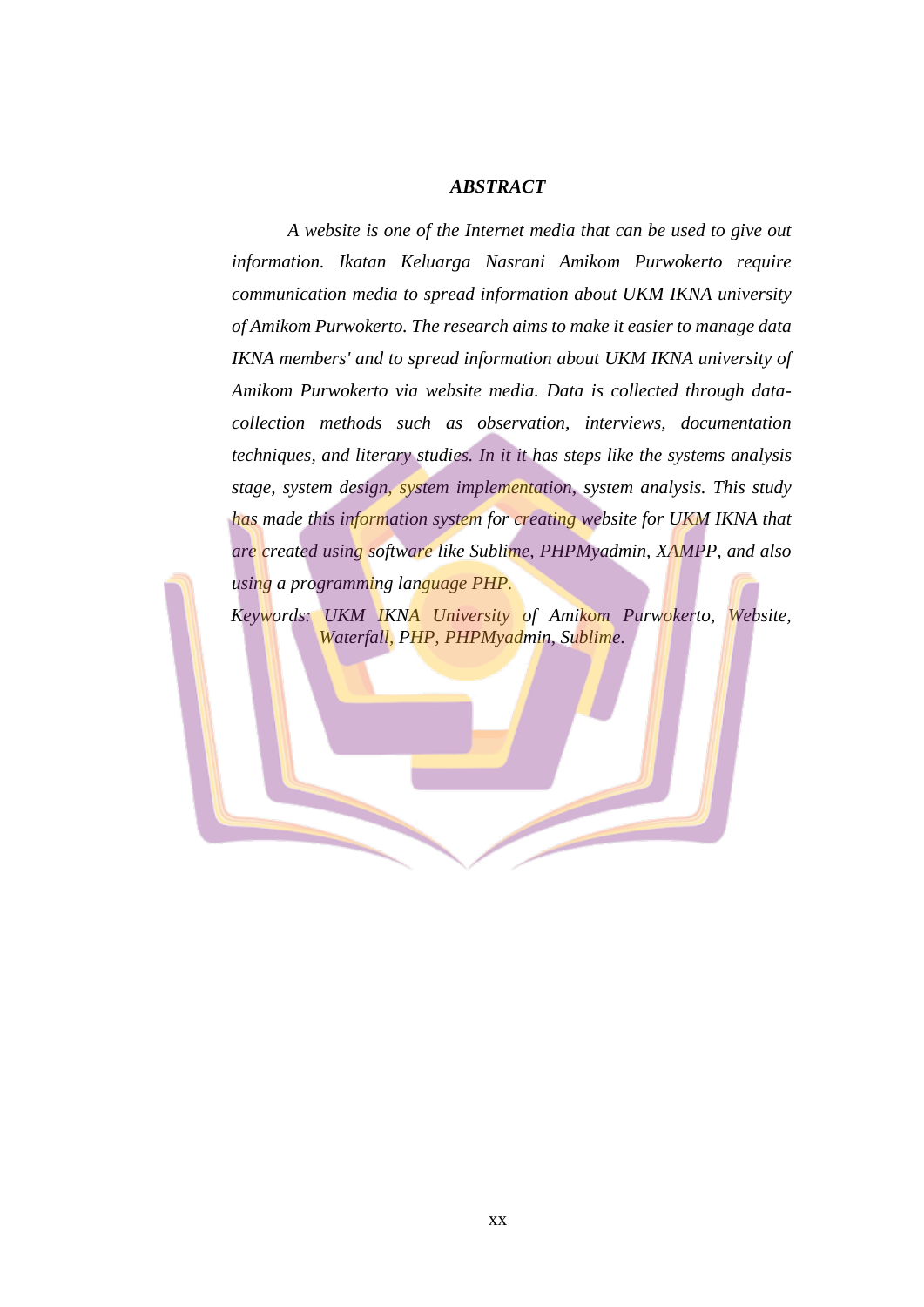## *ABSTRACT*

*A website is one of the Internet media that can be used to give out information. Ikatan Keluarga Nasrani Amikom Purwokerto require communication media to spread information about UKM IKNA university of Amikom Purwokerto. The research aims to make it easier to manage data IKNA members' and to spread information about UKM IKNA university of Amikom Purwokerto via website media. Data is collected through data-collection methods such as observation, interviews, documentation techniques, and literary studies. In it it has steps like the systems analysis stage, system design, system implementation, system analysis. This study has made this information system for creating website for UKM IKNA that are created using software like Sublime, PHPMyadmin, XAMPP, and also using a programming language PHP.*

*Keywords: UKM IKNA University of Amikom Purwokerto, Website, Waterfall, PHP, PHPMyadmin, Sublime.*